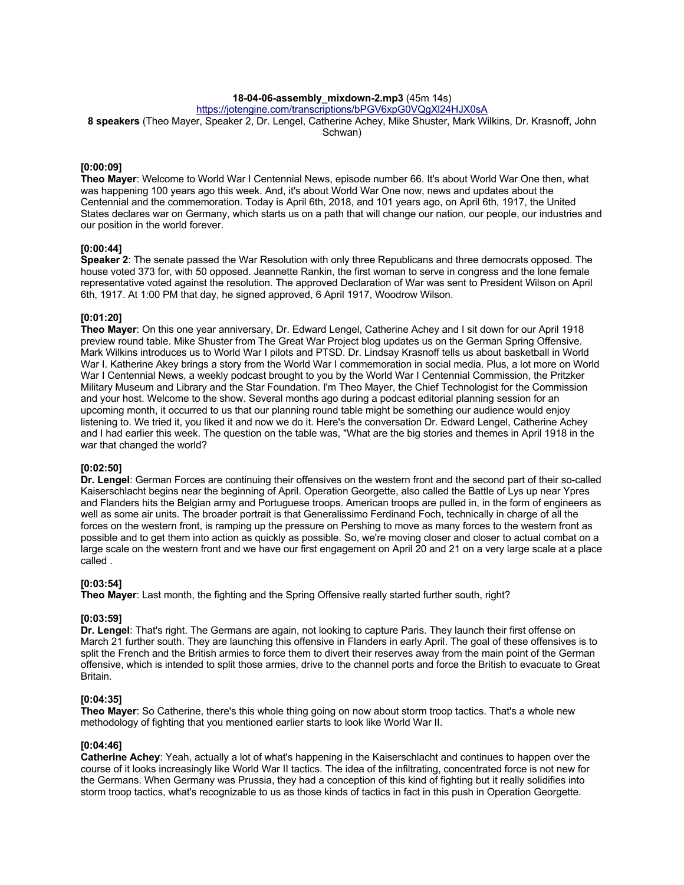**18-04-06-assembly_mixdown-2.mp3** (45m 14s)
https://jotengine.com/transcriptions/bPGV6xpG0VQgXl24HJX0sA
**8 speakers** (Theo Mayer, Speaker 2, Dr. Lengel, Catherine Achey, Mike Shuster, Mark Wilkins, Dr. Krasnoff, John Schwan)

**[0:00:09]**
**Theo Mayer**: Welcome to World War I Centennial News, episode number 66. It's about World War One then, what was happening 100 years ago this week. And, it's about World War One now, news and updates about the Centennial and the commemoration. Today is April 6th, 2018, and 101 years ago, on April 6th, 1917, the United States declares war on Germany, which starts us on a path that will change our nation, our people, our industries and our position in the world forever.

**[0:00:44]**
**Speaker 2**: The senate passed the War Resolution with only three Republicans and three democrats opposed. The house voted 373 for, with 50 opposed. Jeannette Rankin, the first woman to serve in congress and the lone female representative voted against the resolution. The approved Declaration of War was sent to President Wilson on April 6th, 1917. At 1:00 PM that day, he signed approved, 6 April 1917, Woodrow Wilson.

**[0:01:20]**
**Theo Mayer**: On this one year anniversary, Dr. Edward Lengel, Catherine Achey and I sit down for our April 1918 preview round table. Mike Shuster from The Great War Project blog updates us on the German Spring Offensive. Mark Wilkins introduces us to World War I pilots and PTSD. Dr. Lindsay Krasnoff tells us about basketball in World War I. Katherine Akey brings a story from the World War I commemoration in social media. Plus, a lot more on World War I Centennial News, a weekly podcast brought to you by the World War I Centennial Commission, the Pritzker Military Museum and Library and the Star Foundation. I'm Theo Mayer, the Chief Technologist for the Commission and your host. Welcome to the show. Several months ago during a podcast editorial planning session for an upcoming month, it occurred to us that our planning round table might be something our audience would enjoy listening to. We tried it, you liked it and now we do it. Here's the conversation Dr. Edward Lengel, Catherine Achey and I had earlier this week. The question on the table was, "What are the big stories and themes in April 1918 in the war that changed the world?

**[0:02:50]**
**Dr. Lengel**: German Forces are continuing their offensives on the western front and the second part of their so-called Kaiserschlacht begins near the beginning of April. Operation Georgette, also called the Battle of Lys up near Ypres and Flanders hits the Belgian army and Portuguese troops. American troops are pulled in, in the form of engineers as well as some air units. The broader portrait is that Generalissimo Ferdinand Foch, technically in charge of all the forces on the western front, is ramping up the pressure on Pershing to move as many forces to the western front as possible and to get them into action as quickly as possible. So, we're moving closer and closer to actual combat on a large scale on the western front and we have our first engagement on April 20 and 21 on a very large scale at a place called .

**[0:03:54]**
**Theo Mayer**: Last month, the fighting and the Spring Offensive really started further south, right?

**[0:03:59]**
**Dr. Lengel**: That's right. The Germans are again, not looking to capture Paris. They launch their first offense on March 21 further south. They are launching this offensive in Flanders in early April. The goal of these offensives is to split the French and the British armies to force them to divert their reserves away from the main point of the German offensive, which is intended to split those armies, drive to the channel ports and force the British to evacuate to Great Britain.

**[0:04:35]**
**Theo Mayer**: So Catherine, there's this whole thing going on now about storm troop tactics. That's a whole new methodology of fighting that you mentioned earlier starts to look like World War II.

**[0:04:46]**
**Catherine Achey**: Yeah, actually a lot of what's happening in the Kaiserschlacht and continues to happen over the course of it looks increasingly like World War II tactics. The idea of the infiltrating, concentrated force is not new for the Germans. When Germany was Prussia, they had a conception of this kind of fighting but it really solidifies into storm troop tactics, what's recognizable to us as those kinds of tactics in fact in this push in Operation Georgette.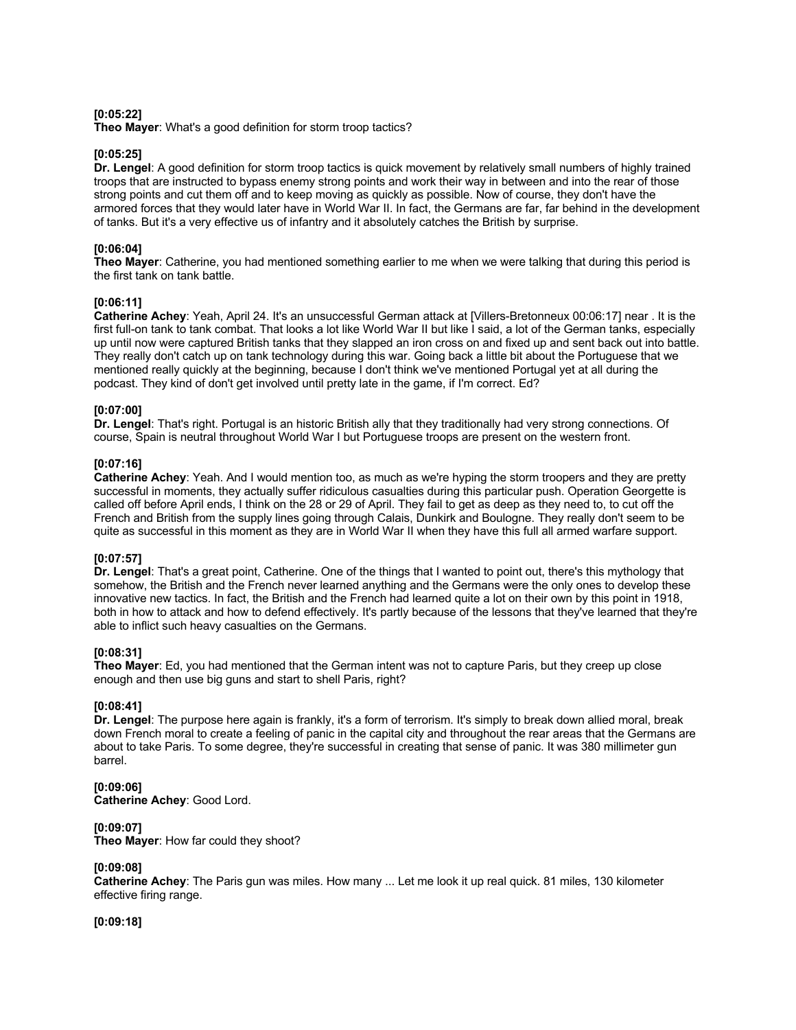**[0:05:22]**
**Theo Mayer**: What's a good definition for storm troop tactics?

**[0:05:25]**
**Dr. Lengel**: A good definition for storm troop tactics is quick movement by relatively small numbers of highly trained troops that are instructed to bypass enemy strong points and work their way in between and into the rear of those strong points and cut them off and to keep moving as quickly as possible. Now of course, they don't have the armored forces that they would later have in World War II. In fact, the Germans are far, far behind in the development of tanks. But it's a very effective us of infantry and it absolutely catches the British by surprise.

**[0:06:04]**
**Theo Mayer**: Catherine, you had mentioned something earlier to me when we were talking that during this period is the first tank on tank battle.

**[0:06:11]**
**Catherine Achey**: Yeah, April 24. It's an unsuccessful German attack at [Villers-Bretonneux 00:06:17] near . It is the first full-on tank to tank combat. That looks a lot like World War II but like I said, a lot of the German tanks, especially up until now were captured British tanks that they slapped an iron cross on and fixed up and sent back out into battle. They really don't catch up on tank technology during this war. Going back a little bit about the Portuguese that we mentioned really quickly at the beginning, because I don't think we've mentioned Portugal yet at all during the podcast. They kind of don't get involved until pretty late in the game, if I'm correct. Ed?

**[0:07:00]**
**Dr. Lengel**: That's right. Portugal is an historic British ally that they traditionally had very strong connections. Of course, Spain is neutral throughout World War I but Portuguese troops are present on the western front.

**[0:07:16]**
**Catherine Achey**: Yeah. And I would mention too, as much as we're hyping the storm troopers and they are pretty successful in moments, they actually suffer ridiculous casualties during this particular push. Operation Georgette is called off before April ends, I think on the 28 or 29 of April. They fail to get as deep as they need to, to cut off the French and British from the supply lines going through Calais, Dunkirk and Boulogne. They really don't seem to be quite as successful in this moment as they are in World War II when they have this full all armed warfare support.

**[0:07:57]**
**Dr. Lengel**: That's a great point, Catherine. One of the things that I wanted to point out, there's this mythology that somehow, the British and the French never learned anything and the Germans were the only ones to develop these innovative new tactics. In fact, the British and the French had learned quite a lot on their own by this point in 1918, both in how to attack and how to defend effectively. It's partly because of the lessons that they've learned that they're able to inflict such heavy casualties on the Germans.

**[0:08:31]**
**Theo Mayer**: Ed, you had mentioned that the German intent was not to capture Paris, but they creep up close enough and then use big guns and start to shell Paris, right?

**[0:08:41]**
**Dr. Lengel**: The purpose here again is frankly, it's a form of terrorism. It's simply to break down allied moral, break down French moral to create a feeling of panic in the capital city and throughout the rear areas that the Germans are about to take Paris. To some degree, they're successful in creating that sense of panic. It was 380 millimeter gun barrel.

**[0:09:06]**
**Catherine Achey**: Good Lord.

**[0:09:07]**
**Theo Mayer**: How far could they shoot?

**[0:09:08]**
**Catherine Achey**: The Paris gun was miles. How many ... Let me look it up real quick. 81 miles, 130 kilometer effective firing range.

**[0:09:18]**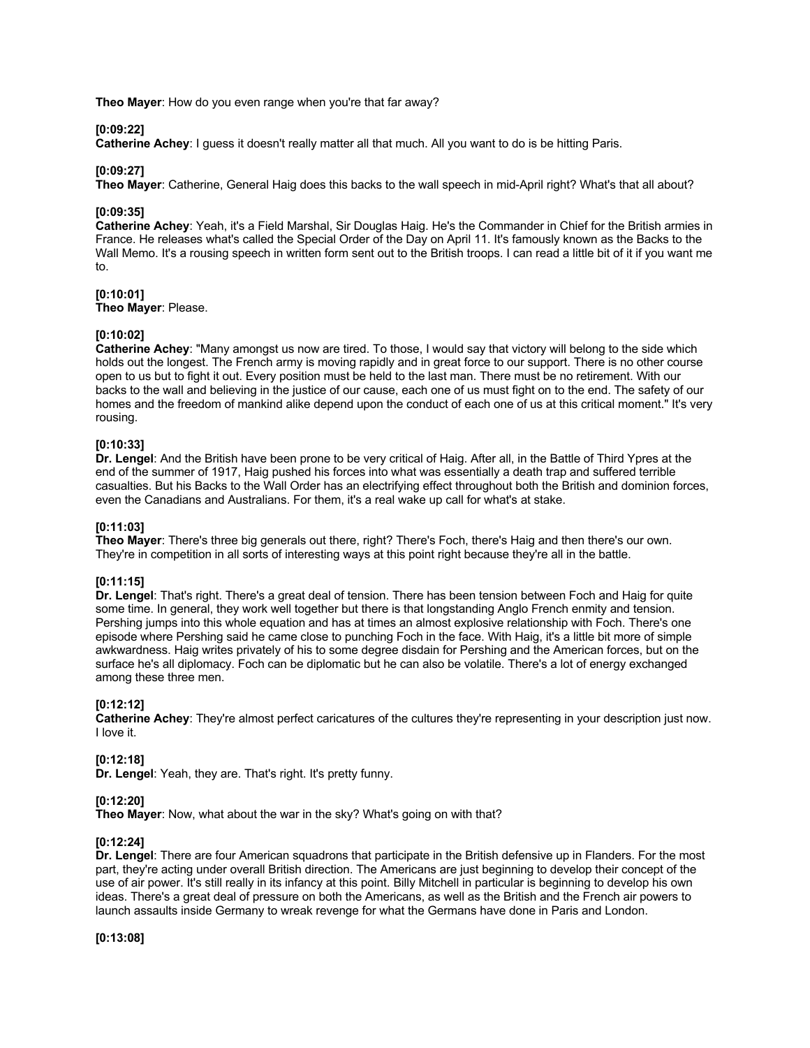**Theo Mayer**: How do you even range when you're that far away?

**[0:09:22]**
**Catherine Achey**: I guess it doesn't really matter all that much. All you want to do is be hitting Paris.

**[0:09:27]**
**Theo Mayer**: Catherine, General Haig does this backs to the wall speech in mid-April right? What's that all about?

**[0:09:35]**
**Catherine Achey**: Yeah, it's a Field Marshal, Sir Douglas Haig. He's the Commander in Chief for the British armies in France. He releases what's called the Special Order of the Day on April 11. It's famously known as the Backs to the Wall Memo. It's a rousing speech in written form sent out to the British troops. I can read a little bit of it if you want me to.

**[0:10:01]**
**Theo Mayer**: Please.

**[0:10:02]**
**Catherine Achey**: "Many amongst us now are tired. To those, I would say that victory will belong to the side which holds out the longest. The French army is moving rapidly and in great force to our support. There is no other course open to us but to fight it out. Every position must be held to the last man. There must be no retirement. With our backs to the wall and believing in the justice of our cause, each one of us must fight on to the end. The safety of our homes and the freedom of mankind alike depend upon the conduct of each one of us at this critical moment." It's very rousing.

**[0:10:33]**
**Dr. Lengel**: And the British have been prone to be very critical of Haig. After all, in the Battle of Third Ypres at the end of the summer of 1917, Haig pushed his forces into what was essentially a death trap and suffered terrible casualties. But his Backs to the Wall Order has an electrifying effect throughout both the British and dominion forces, even the Canadians and Australians. For them, it's a real wake up call for what's at stake.

**[0:11:03]**
**Theo Mayer**: There's three big generals out there, right? There's Foch, there's Haig and then there's our own. They're in competition in all sorts of interesting ways at this point right because they're all in the battle.

**[0:11:15]**
**Dr. Lengel**: That's right. There's a great deal of tension. There has been tension between Foch and Haig for quite some time. In general, they work well together but there is that longstanding Anglo French enmity and tension. Pershing jumps into this whole equation and has at times an almost explosive relationship with Foch. There's one episode where Pershing said he came close to punching Foch in the face. With Haig, it's a little bit more of simple awkwardness. Haig writes privately of his to some degree disdain for Pershing and the American forces, but on the surface he's all diplomacy. Foch can be diplomatic but he can also be volatile. There's a lot of energy exchanged among these three men.

**[0:12:12]**
**Catherine Achey**: They're almost perfect caricatures of the cultures they're representing in your description just now. I love it.

**[0:12:18]**
**Dr. Lengel**: Yeah, they are. That's right. It's pretty funny.

**[0:12:20]**
**Theo Mayer**: Now, what about the war in the sky? What's going on with that?

**[0:12:24]**
**Dr. Lengel**: There are four American squadrons that participate in the British defensive up in Flanders. For the most part, they're acting under overall British direction. The Americans are just beginning to develop their concept of the use of air power. It's still really in its infancy at this point. Billy Mitchell in particular is beginning to develop his own ideas. There's a great deal of pressure on both the Americans, as well as the British and the French air powers to launch assaults inside Germany to wreak revenge for what the Germans have done in Paris and London.

**[0:13:08]**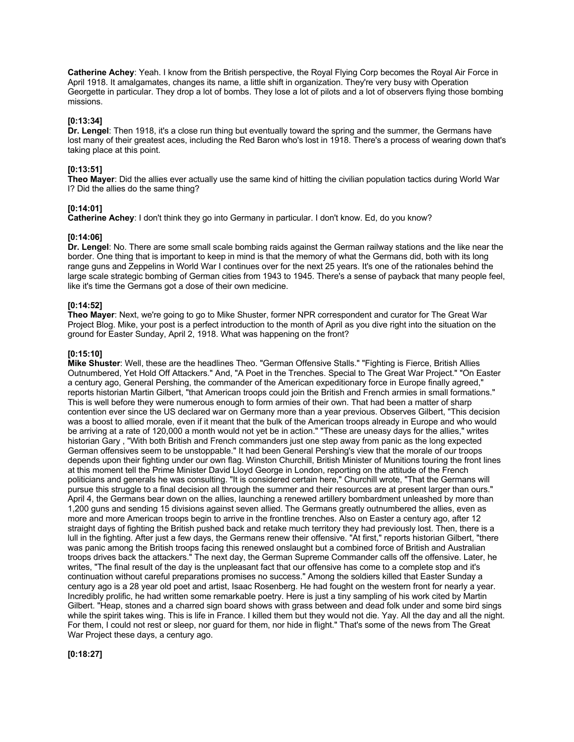**Catherine Achey**: Yeah. I know from the British perspective, the Royal Flying Corp becomes the Royal Air Force in April 1918. It amalgamates, changes its name, a little shift in organization. They're very busy with Operation Georgette in particular. They drop a lot of bombs. They lose a lot of pilots and a lot of observers flying those bombing missions.

**[0:13:34]**
**Dr. Lengel**: Then 1918, it's a close run thing but eventually toward the spring and the summer, the Germans have lost many of their greatest aces, including the Red Baron who's lost in 1918. There's a process of wearing down that's taking place at this point.

**[0:13:51]**
**Theo Mayer**: Did the allies ever actually use the same kind of hitting the civilian population tactics during World War I? Did the allies do the same thing?

**[0:14:01]**
**Catherine Achey**: I don't think they go into Germany in particular. I don't know. Ed, do you know?

**[0:14:06]**
**Dr. Lengel**: No. There are some small scale bombing raids against the German railway stations and the like near the border. One thing that is important to keep in mind is that the memory of what the Germans did, both with its long range guns and Zeppelins in World War I continues over for the next 25 years. It's one of the rationales behind the large scale strategic bombing of German cities from 1943 to 1945. There's a sense of payback that many people feel, like it's time the Germans got a dose of their own medicine.

**[0:14:52]**
**Theo Mayer**: Next, we're going to go to Mike Shuster, former NPR correspondent and curator for The Great War Project Blog. Mike, your post is a perfect introduction to the month of April as you dive right into the situation on the ground for Easter Sunday, April 2, 1918. What was happening on the front?

**[0:15:10]**
**Mike Shuster**: Well, these are the headlines Theo. "German Offensive Stalls." "Fighting is Fierce, British Allies Outnumbered, Yet Hold Off Attackers." And, "A Poet in the Trenches. Special to The Great War Project." "On Easter a century ago, General Pershing, the commander of the American expeditionary force in Europe finally agreed," reports historian Martin Gilbert, "that American troops could join the British and French armies in small formations." This is well before they were numerous enough to form armies of their own. That had been a matter of sharp contention ever since the US declared war on Germany more than a year previous. Observes Gilbert, "This decision was a boost to allied morale, even if it meant that the bulk of the American troops already in Europe and who would be arriving at a rate of 120,000 a month would not yet be in action." "These are uneasy days for the allies," writes historian Gary , "With both British and French commanders just one step away from panic as the long expected German offensives seem to be unstoppable." It had been General Pershing's view that the morale of our troops depends upon their fighting under our own flag. Winston Churchill, British Minister of Munitions touring the front lines at this moment tell the Prime Minister David Lloyd George in London, reporting on the attitude of the French politicians and generals he was consulting. "It is considered certain here," Churchill wrote, "That the Germans will pursue this struggle to a final decision all through the summer and their resources are at present larger than ours." April 4, the Germans bear down on the allies, launching a renewed artillery bombardment unleashed by more than 1,200 guns and sending 15 divisions against seven allied. The Germans greatly outnumbered the allies, even as more and more American troops begin to arrive in the frontline trenches. Also on Easter a century ago, after 12 straight days of fighting the British pushed back and retake much territory they had previously lost. Then, there is a lull in the fighting. After just a few days, the Germans renew their offensive. "At first," reports historian Gilbert, "there was panic among the British troops facing this renewed onslaught but a combined force of British and Australian troops drives back the attackers." The next day, the German Supreme Commander calls off the offensive. Later, he writes, "The final result of the day is the unpleasant fact that our offensive has come to a complete stop and it's continuation without careful preparations promises no success." Among the soldiers killed that Easter Sunday a century ago is a 28 year old poet and artist, Isaac Rosenberg. He had fought on the western front for nearly a year. Incredibly prolific, he had written some remarkable poetry. Here is just a tiny sampling of his work cited by Martin Gilbert. "Heap, stones and a charred sign board shows with grass between and dead folk under and some bird sings while the spirit takes wing. This is life in France. I killed them but they would not die. Yay. All the day and all the night. For them, I could not rest or sleep, nor guard for them, nor hide in flight." That's some of the news from The Great War Project these days, a century ago.

**[0:18:27]**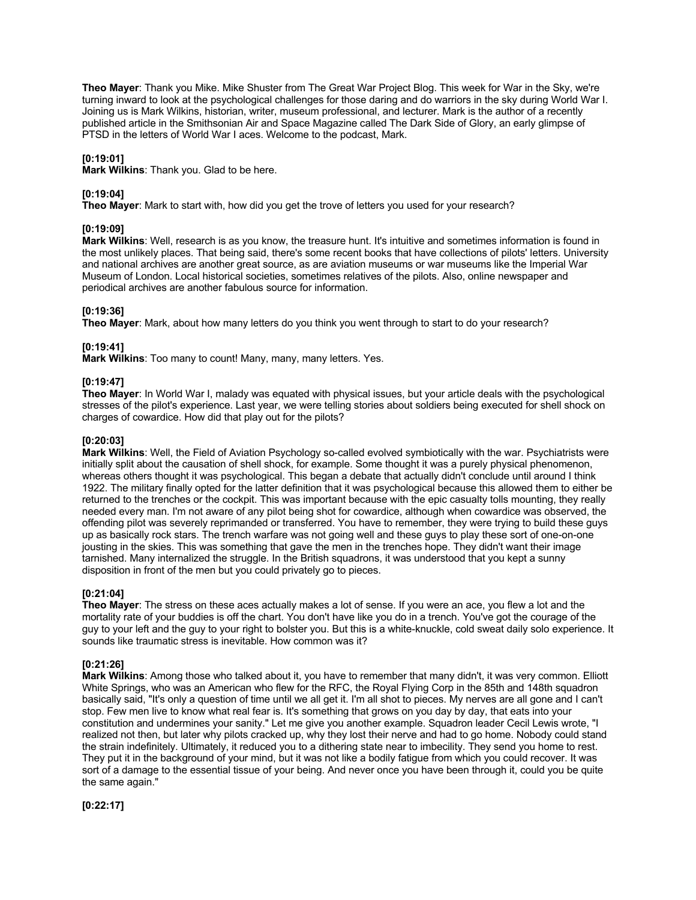**Theo Mayer**: Thank you Mike. Mike Shuster from The Great War Project Blog. This week for War in the Sky, we're turning inward to look at the psychological challenges for those daring and do warriors in the sky during World War I. Joining us is Mark Wilkins, historian, writer, museum professional, and lecturer. Mark is the author of a recently published article in the Smithsonian Air and Space Magazine called The Dark Side of Glory, an early glimpse of PTSD in the letters of World War I aces. Welcome to the podcast, Mark.

**[0:19:01]**
**Mark Wilkins**: Thank you. Glad to be here.

**[0:19:04]**
**Theo Mayer**: Mark to start with, how did you get the trove of letters you used for your research?

**[0:19:09]**
**Mark Wilkins**: Well, research is as you know, the treasure hunt. It's intuitive and sometimes information is found in the most unlikely places. That being said, there's some recent books that have collections of pilots' letters. University and national archives are another great source, as are aviation museums or war museums like the Imperial War Museum of London. Local historical societies, sometimes relatives of the pilots. Also, online newspaper and periodical archives are another fabulous source for information.

**[0:19:36]**
**Theo Mayer**: Mark, about how many letters do you think you went through to start to do your research?

**[0:19:41]**
**Mark Wilkins**: Too many to count! Many, many, many letters. Yes.

**[0:19:47]**
**Theo Mayer**: In World War I, malady was equated with physical issues, but your article deals with the psychological stresses of the pilot's experience. Last year, we were telling stories about soldiers being executed for shell shock on charges of cowardice. How did that play out for the pilots?

**[0:20:03]**
**Mark Wilkins**: Well, the Field of Aviation Psychology so-called evolved symbiotically with the war. Psychiatrists were initially split about the causation of shell shock, for example. Some thought it was a purely physical phenomenon, whereas others thought it was psychological. This began a debate that actually didn't conclude until around I think 1922. The military finally opted for the latter definition that it was psychological because this allowed them to either be returned to the trenches or the cockpit. This was important because with the epic casualty tolls mounting, they really needed every man. I'm not aware of any pilot being shot for cowardice, although when cowardice was observed, the offending pilot was severely reprimanded or transferred. You have to remember, they were trying to build these guys up as basically rock stars. The trench warfare was not going well and these guys to play these sort of one-on-one jousting in the skies. This was something that gave the men in the trenches hope. They didn't want their image tarnished. Many internalized the struggle. In the British squadrons, it was understood that you kept a sunny disposition in front of the men but you could privately go to pieces.

**[0:21:04]**
**Theo Mayer**: The stress on these aces actually makes a lot of sense. If you were an ace, you flew a lot and the mortality rate of your buddies is off the chart. You don't have like you do in a trench. You've got the courage of the guy to your left and the guy to your right to bolster you. But this is a white-knuckle, cold sweat daily solo experience. It sounds like traumatic stress is inevitable. How common was it?

**[0:21:26]**
**Mark Wilkins**: Among those who talked about it, you have to remember that many didn't, it was very common. Elliott White Springs, who was an American who flew for the RFC, the Royal Flying Corp in the 85th and 148th squadron basically said, "It's only a question of time until we all get it. I'm all shot to pieces. My nerves are all gone and I can't stop. Few men live to know what real fear is. It's something that grows on you day by day, that eats into your constitution and undermines your sanity." Let me give you another example. Squadron leader Cecil Lewis wrote, "I realized not then, but later why pilots cracked up, why they lost their nerve and had to go home. Nobody could stand the strain indefinitely. Ultimately, it reduced you to a dithering state near to imbecility. They send you home to rest. They put it in the background of your mind, but it was not like a bodily fatigue from which you could recover. It was sort of a damage to the essential tissue of your being. And never once you have been through it, could you be quite the same again."

**[0:22:17]**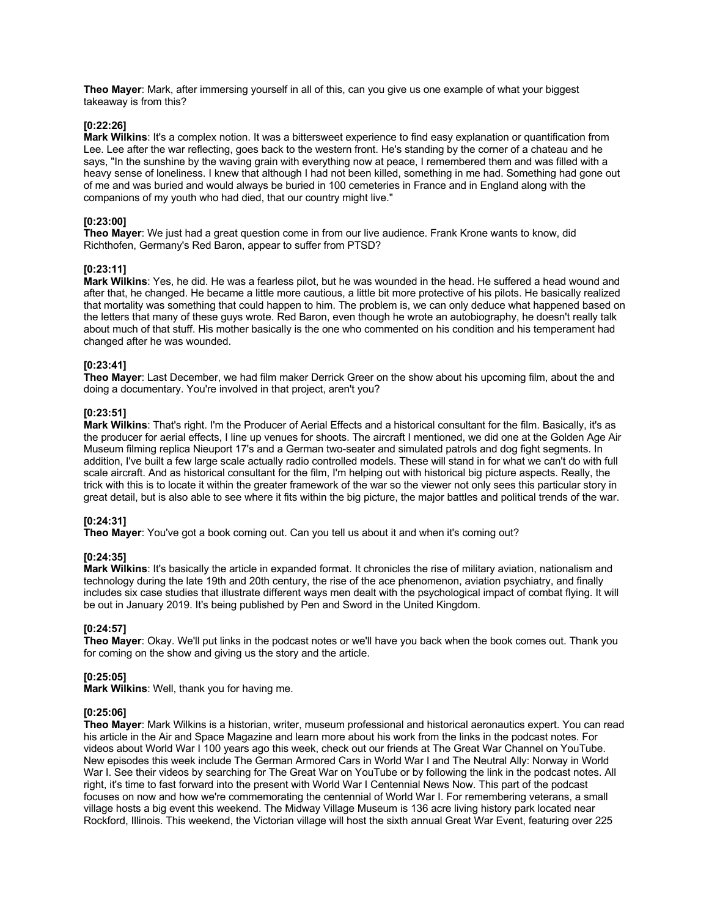**Theo Mayer**: Mark, after immersing yourself in all of this, can you give us one example of what your biggest takeaway is from this?

**[0:22:26]**
**Mark Wilkins**: It's a complex notion. It was a bittersweet experience to find easy explanation or quantification from Lee. Lee after the war reflecting, goes back to the western front. He's standing by the corner of a chateau and he says, "In the sunshine by the waving grain with everything now at peace, I remembered them and was filled with a heavy sense of loneliness. I knew that although I had not been killed, something in me had. Something had gone out of me and was buried and would always be buried in 100 cemeteries in France and in England along with the companions of my youth who had died, that our country might live."

**[0:23:00]**
**Theo Mayer**: We just had a great question come in from our live audience. Frank Krone wants to know, did Richthofen, Germany's Red Baron, appear to suffer from PTSD?

**[0:23:11]**
**Mark Wilkins**: Yes, he did. He was a fearless pilot, but he was wounded in the head. He suffered a head wound and after that, he changed. He became a little more cautious, a little bit more protective of his pilots. He basically realized that mortality was something that could happen to him. The problem is, we can only deduce what happened based on the letters that many of these guys wrote. Red Baron, even though he wrote an autobiography, he doesn't really talk about much of that stuff. His mother basically is the one who commented on his condition and his temperament had changed after he was wounded.

**[0:23:41]**
**Theo Mayer**: Last December, we had film maker Derrick Greer on the show about his upcoming film, about the and doing a documentary. You're involved in that project, aren't you?

**[0:23:51]**
**Mark Wilkins**: That's right. I'm the Producer of Aerial Effects and a historical consultant for the film. Basically, it's as the producer for aerial effects, I line up venues for shoots. The aircraft I mentioned, we did one at the Golden Age Air Museum filming replica Nieuport 17's and a German two-seater and simulated patrols and dog fight segments. In addition, I've built a few large scale actually radio controlled models. These will stand in for what we can't do with full scale aircraft. And as historical consultant for the film, I'm helping out with historical big picture aspects. Really, the trick with this is to locate it within the greater framework of the war so the viewer not only sees this particular story in great detail, but is also able to see where it fits within the big picture, the major battles and political trends of the war.

**[0:24:31]**
**Theo Mayer**: You've got a book coming out. Can you tell us about it and when it's coming out?

**[0:24:35]**
**Mark Wilkins**: It's basically the article in expanded format. It chronicles the rise of military aviation, nationalism and technology during the late 19th and 20th century, the rise of the ace phenomenon, aviation psychiatry, and finally includes six case studies that illustrate different ways men dealt with the psychological impact of combat flying. It will be out in January 2019. It's being published by Pen and Sword in the United Kingdom.

**[0:24:57]**
**Theo Mayer**: Okay. We'll put links in the podcast notes or we'll have you back when the book comes out. Thank you for coming on the show and giving us the story and the article.

**[0:25:05]**
**Mark Wilkins**: Well, thank you for having me.

**[0:25:06]**
**Theo Mayer**: Mark Wilkins is a historian, writer, museum professional and historical aeronautics expert. You can read his article in the Air and Space Magazine and learn more about his work from the links in the podcast notes. For videos about World War I 100 years ago this week, check out our friends at The Great War Channel on YouTube. New episodes this week include The German Armored Cars in World War I and The Neutral Ally: Norway in World War I. See their videos by searching for The Great War on YouTube or by following the link in the podcast notes. All right, it's time to fast forward into the present with World War I Centennial News Now. This part of the podcast focuses on now and how we're commemorating the centennial of World War I. For remembering veterans, a small village hosts a big event this weekend. The Midway Village Museum is 136 acre living history park located near Rockford, Illinois. This weekend, the Victorian village will host the sixth annual Great War Event, featuring over 225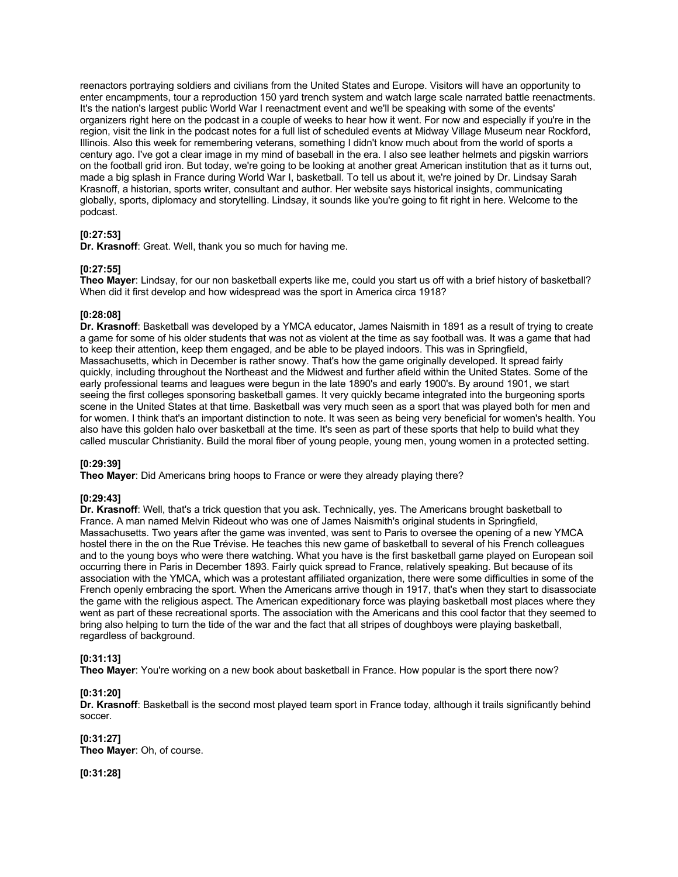reenactors portraying soldiers and civilians from the United States and Europe. Visitors will have an opportunity to enter encampments, tour a reproduction 150 yard trench system and watch large scale narrated battle reenactments. It's the nation's largest public World War I reenactment event and we'll be speaking with some of the events' organizers right here on the podcast in a couple of weeks to hear how it went. For now and especially if you're in the region, visit the link in the podcast notes for a full list of scheduled events at Midway Village Museum near Rockford, Illinois. Also this week for remembering veterans, something I didn't know much about from the world of sports a century ago. I've got a clear image in my mind of baseball in the era. I also see leather helmets and pigskin warriors on the football grid iron. But today, we're going to be looking at another great American institution that as it turns out, made a big splash in France during World War I, basketball. To tell us about it, we're joined by Dr. Lindsay Sarah Krasnoff, a historian, sports writer, consultant and author. Her website says historical insights, communicating globally, sports, diplomacy and storytelling. Lindsay, it sounds like you're going to fit right in here. Welcome to the podcast.

**[0:27:53]**
**Dr. Krasnoff**: Great. Well, thank you so much for having me.

**[0:27:55]**
**Theo Mayer**: Lindsay, for our non basketball experts like me, could you start us off with a brief history of basketball? When did it first develop and how widespread was the sport in America circa 1918?

**[0:28:08]**
**Dr. Krasnoff**: Basketball was developed by a YMCA educator, James Naismith in 1891 as a result of trying to create a game for some of his older students that was not as violent at the time as say football was. It was a game that had to keep their attention, keep them engaged, and be able to be played indoors. This was in Springfield, Massachusetts, which in December is rather snowy. That's how the game originally developed. It spread fairly quickly, including throughout the Northeast and the Midwest and further afield within the United States. Some of the early professional teams and leagues were begun in the late 1890's and early 1900's. By around 1901, we start seeing the first colleges sponsoring basketball games. It very quickly became integrated into the burgeoning sports scene in the United States at that time. Basketball was very much seen as a sport that was played both for men and for women. I think that's an important distinction to note. It was seen as being very beneficial for women's health. You also have this golden halo over basketball at the time. It's seen as part of these sports that help to build what they called muscular Christianity. Build the moral fiber of young people, young men, young women in a protected setting.

**[0:29:39]**
**Theo Mayer**: Did Americans bring hoops to France or were they already playing there?

**[0:29:43]**
**Dr. Krasnoff**: Well, that's a trick question that you ask. Technically, yes. The Americans brought basketball to France. A man named Melvin Rideout who was one of James Naismith's original students in Springfield, Massachusetts. Two years after the game was invented, was sent to Paris to oversee the opening of a new YMCA hostel there in the on the Rue Trévise. He teaches this new game of basketball to several of his French colleagues and to the young boys who were there watching. What you have is the first basketball game played on European soil occurring there in Paris in December 1893. Fairly quick spread to France, relatively speaking. But because of its association with the YMCA, which was a protestant affiliated organization, there were some difficulties in some of the French openly embracing the sport. When the Americans arrive though in 1917, that's when they start to disassociate the game with the religious aspect. The American expeditionary force was playing basketball most places where they went as part of these recreational sports. The association with the Americans and this cool factor that they seemed to bring also helping to turn the tide of the war and the fact that all stripes of doughboys were playing basketball, regardless of background.

**[0:31:13]**
**Theo Mayer**: You're working on a new book about basketball in France. How popular is the sport there now?

**[0:31:20]**
**Dr. Krasnoff**: Basketball is the second most played team sport in France today, although it trails significantly behind soccer.

**[0:31:27]**
**Theo Mayer**: Oh, of course.

**[0:31:28]**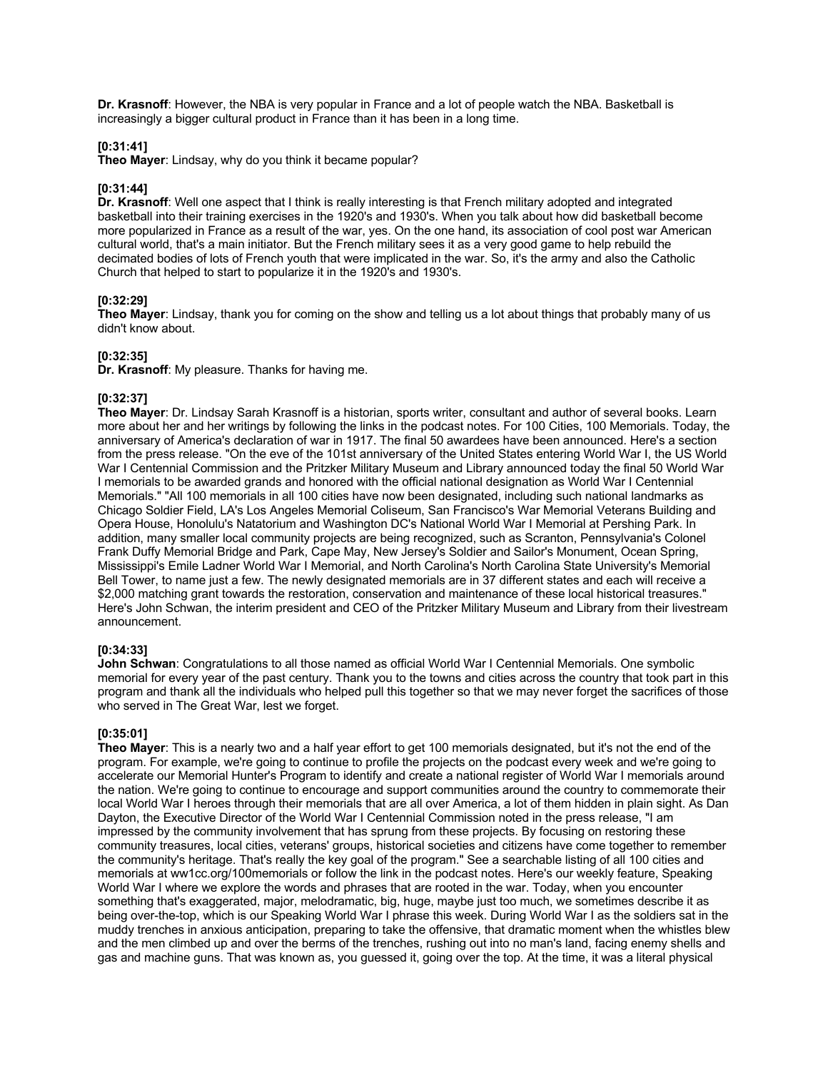**Dr. Krasnoff**: However, the NBA is very popular in France and a lot of people watch the NBA. Basketball is increasingly a bigger cultural product in France than it has been in a long time.

**[0:31:41]**
**Theo Mayer**: Lindsay, why do you think it became popular?

**[0:31:44]**
**Dr. Krasnoff**: Well one aspect that I think is really interesting is that French military adopted and integrated basketball into their training exercises in the 1920's and 1930's. When you talk about how did basketball become more popularized in France as a result of the war, yes. On the one hand, its association of cool post war American cultural world, that's a main initiator. But the French military sees it as a very good game to help rebuild the decimated bodies of lots of French youth that were implicated in the war. So, it's the army and also the Catholic Church that helped to start to popularize it in the 1920's and 1930's.

**[0:32:29]**
**Theo Mayer**: Lindsay, thank you for coming on the show and telling us a lot about things that probably many of us didn't know about.

**[0:32:35]**
**Dr. Krasnoff**: My pleasure. Thanks for having me.

**[0:32:37]**
**Theo Mayer**: Dr. Lindsay Sarah Krasnoff is a historian, sports writer, consultant and author of several books. Learn more about her and her writings by following the links in the podcast notes. For 100 Cities, 100 Memorials. Today, the anniversary of America's declaration of war in 1917. The final 50 awardees have been announced. Here's a section from the press release. "On the eve of the 101st anniversary of the United States entering World War I, the US World War I Centennial Commission and the Pritzker Military Museum and Library announced today the final 50 World War I memorials to be awarded grands and honored with the official national designation as World War I Centennial Memorials." "All 100 memorials in all 100 cities have now been designated, including such national landmarks as Chicago Soldier Field, LA's Los Angeles Memorial Coliseum, San Francisco's War Memorial Veterans Building and Opera House, Honolulu's Natatorium and Washington DC's National World War I Memorial at Pershing Park. In addition, many smaller local community projects are being recognized, such as Scranton, Pennsylvania's Colonel Frank Duffy Memorial Bridge and Park, Cape May, New Jersey's Soldier and Sailor's Monument, Ocean Spring, Mississippi's Emile Ladner World War I Memorial, and North Carolina's North Carolina State University's Memorial Bell Tower, to name just a few. The newly designated memorials are in 37 different states and each will receive a $2,000 matching grant towards the restoration, conservation and maintenance of these local historical treasures." Here's John Schwan, the interim president and CEO of the Pritzker Military Museum and Library from their livestream announcement.

**[0:34:33]**
**John Schwan**: Congratulations to all those named as official World War I Centennial Memorials. One symbolic memorial for every year of the past century. Thank you to the towns and cities across the country that took part in this program and thank all the individuals who helped pull this together so that we may never forget the sacrifices of those who served in The Great War, lest we forget.

**[0:35:01]**
**Theo Mayer**: This is a nearly two and a half year effort to get 100 memorials designated, but it's not the end of the program. For example, we're going to continue to profile the projects on the podcast every week and we're going to accelerate our Memorial Hunter's Program to identify and create a national register of World War I memorials around the nation. We're going to continue to encourage and support communities around the country to commemorate their local World War I heroes through their memorials that are all over America, a lot of them hidden in plain sight. As Dan Dayton, the Executive Director of the World War I Centennial Commission noted in the press release, "I am impressed by the community involvement that has sprung from these projects. By focusing on restoring these community treasures, local cities, veterans' groups, historical societies and citizens have come together to remember the community's heritage. That's really the key goal of the program." See a searchable listing of all 100 cities and memorials at ww1cc.org/100memorials or follow the link in the podcast notes. Here's our weekly feature, Speaking World War I where we explore the words and phrases that are rooted in the war. Today, when you encounter something that's exaggerated, major, melodramatic, big, huge, maybe just too much, we sometimes describe it as being over-the-top, which is our Speaking World War I phrase this week. During World War I as the soldiers sat in the muddy trenches in anxious anticipation, preparing to take the offensive, that dramatic moment when the whistles blew and the men climbed up and over the berms of the trenches, rushing out into no man's land, facing enemy shells and gas and machine guns. That was known as, you guessed it, going over the top. At the time, it was a literal physical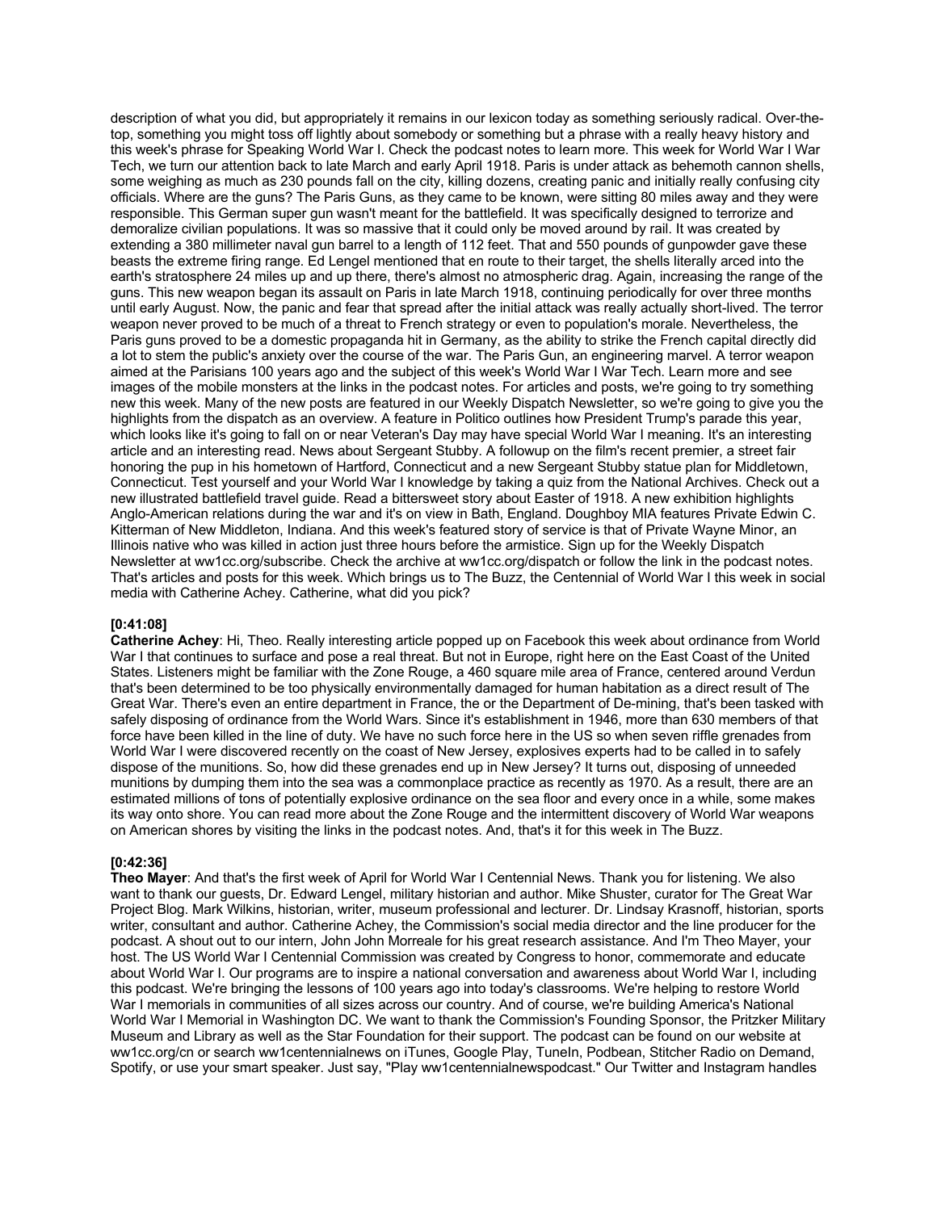description of what you did, but appropriately it remains in our lexicon today as something seriously radical. Over-the-top, something you might toss off lightly about somebody or something but a phrase with a really heavy history and this week's phrase for Speaking World War I. Check the podcast notes to learn more. This week for World War I War Tech, we turn our attention back to late March and early April 1918. Paris is under attack as behemoth cannon shells, some weighing as much as 230 pounds fall on the city, killing dozens, creating panic and initially really confusing city officials. Where are the guns? The Paris Guns, as they came to be known, were sitting 80 miles away and they were responsible. This German super gun wasn't meant for the battlefield. It was specifically designed to terrorize and demoralize civilian populations. It was so massive that it could only be moved around by rail. It was created by extending a 380 millimeter naval gun barrel to a length of 112 feet. That and 550 pounds of gunpowder gave these beasts the extreme firing range. Ed Lengel mentioned that en route to their target, the shells literally arced into the earth's stratosphere 24 miles up and up there, there's almost no atmospheric drag. Again, increasing the range of the guns. This new weapon began its assault on Paris in late March 1918, continuing periodically for over three months until early August. Now, the panic and fear that spread after the initial attack was really actually short-lived. The terror weapon never proved to be much of a threat to French strategy or even to population's morale. Nevertheless, the Paris guns proved to be a domestic propaganda hit in Germany, as the ability to strike the French capital directly did a lot to stem the public's anxiety over the course of the war. The Paris Gun, an engineering marvel. A terror weapon aimed at the Parisians 100 years ago and the subject of this week's World War I War Tech. Learn more and see images of the mobile monsters at the links in the podcast notes. For articles and posts, we're going to try something new this week. Many of the new posts are featured in our Weekly Dispatch Newsletter, so we're going to give you the highlights from the dispatch as an overview. A feature in Politico outlines how President Trump's parade this year, which looks like it's going to fall on or near Veteran's Day may have special World War I meaning. It's an interesting article and an interesting read. News about Sergeant Stubby. A followup on the film's recent premier, a street fair honoring the pup in his hometown of Hartford, Connecticut and a new Sergeant Stubby statue plan for Middletown, Connecticut. Test yourself and your World War I knowledge by taking a quiz from the National Archives. Check out a new illustrated battlefield travel guide. Read a bittersweet story about Easter of 1918. A new exhibition highlights Anglo-American relations during the war and it's on view in Bath, England. Doughboy MIA features Private Edwin C. Kitterman of New Middleton, Indiana. And this week's featured story of service is that of Private Wayne Minor, an Illinois native who was killed in action just three hours before the armistice. Sign up for the Weekly Dispatch Newsletter at ww1cc.org/subscribe. Check the archive at ww1cc.org/dispatch or follow the link in the podcast notes. That's articles and posts for this week. Which brings us to The Buzz, the Centennial of World War I this week in social media with Catherine Achey. Catherine, what did you pick?

**[0:41:08]**
**Catherine Achey**: Hi, Theo. Really interesting article popped up on Facebook this week about ordinance from World War I that continues to surface and pose a real threat. But not in Europe, right here on the East Coast of the United States. Listeners might be familiar with the Zone Rouge, a 460 square mile area of France, centered around Verdun that's been determined to be too physically environmentally damaged for human habitation as a direct result of The Great War. There's even an entire department in France, the or the Department of De-mining, that's been tasked with safely disposing of ordinance from the World Wars. Since it's establishment in 1946, more than 630 members of that force have been killed in the line of duty. We have no such force here in the US so when seven riffle grenades from World War I were discovered recently on the coast of New Jersey, explosives experts had to be called in to safely dispose of the munitions. So, how did these grenades end up in New Jersey? It turns out, disposing of unneeded munitions by dumping them into the sea was a commonplace practice as recently as 1970. As a result, there are an estimated millions of tons of potentially explosive ordinance on the sea floor and every once in a while, some makes its way onto shore. You can read more about the Zone Rouge and the intermittent discovery of World War weapons on American shores by visiting the links in the podcast notes. And, that's it for this week in The Buzz.

**[0:42:36]**
**Theo Mayer**: And that's the first week of April for World War I Centennial News. Thank you for listening. We also want to thank our guests, Dr. Edward Lengel, military historian and author. Mike Shuster, curator for The Great War Project Blog. Mark Wilkins, historian, writer, museum professional and lecturer. Dr. Lindsay Krasnoff, historian, sports writer, consultant and author. Catherine Achey, the Commission's social media director and the line producer for the podcast. A shout out to our intern, John John Morreale for his great research assistance. And I'm Theo Mayer, your host. The US World War I Centennial Commission was created by Congress to honor, commemorate and educate about World War I. Our programs are to inspire a national conversation and awareness about World War I, including this podcast. We're bringing the lessons of 100 years ago into today's classrooms. We're helping to restore World War I memorials in communities of all sizes across our country. And of course, we're building America's National World War I Memorial in Washington DC. We want to thank the Commission's Founding Sponsor, the Pritzker Military Museum and Library as well as the Star Foundation for their support. The podcast can be found on our website at ww1cc.org/cn or search ww1centennialnews on iTunes, Google Play, TuneIn, Podbean, Stitcher Radio on Demand, Spotify, or use your smart speaker. Just say, "Play ww1centennialnewspodcast." Our Twitter and Instagram handles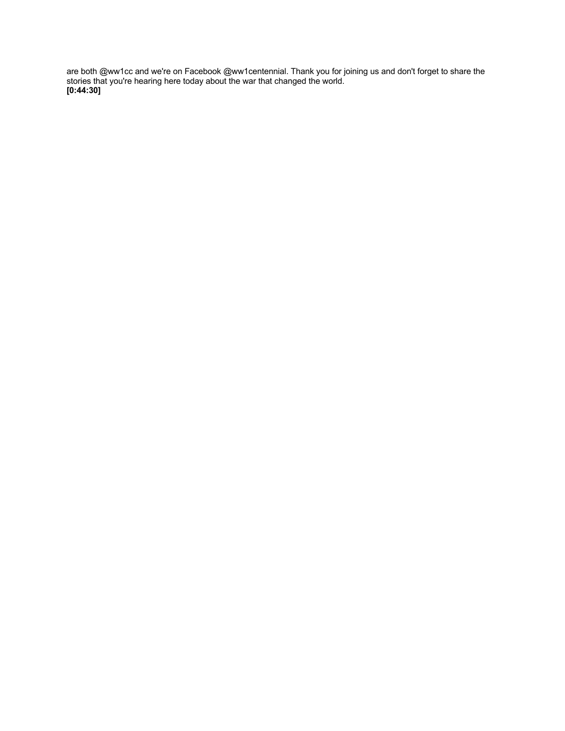are both @ww1cc and we're on Facebook @ww1centennial. Thank you for joining us and don't forget to share the stories that you're hearing here today about the war that changed the world.
**[0:44:30]**